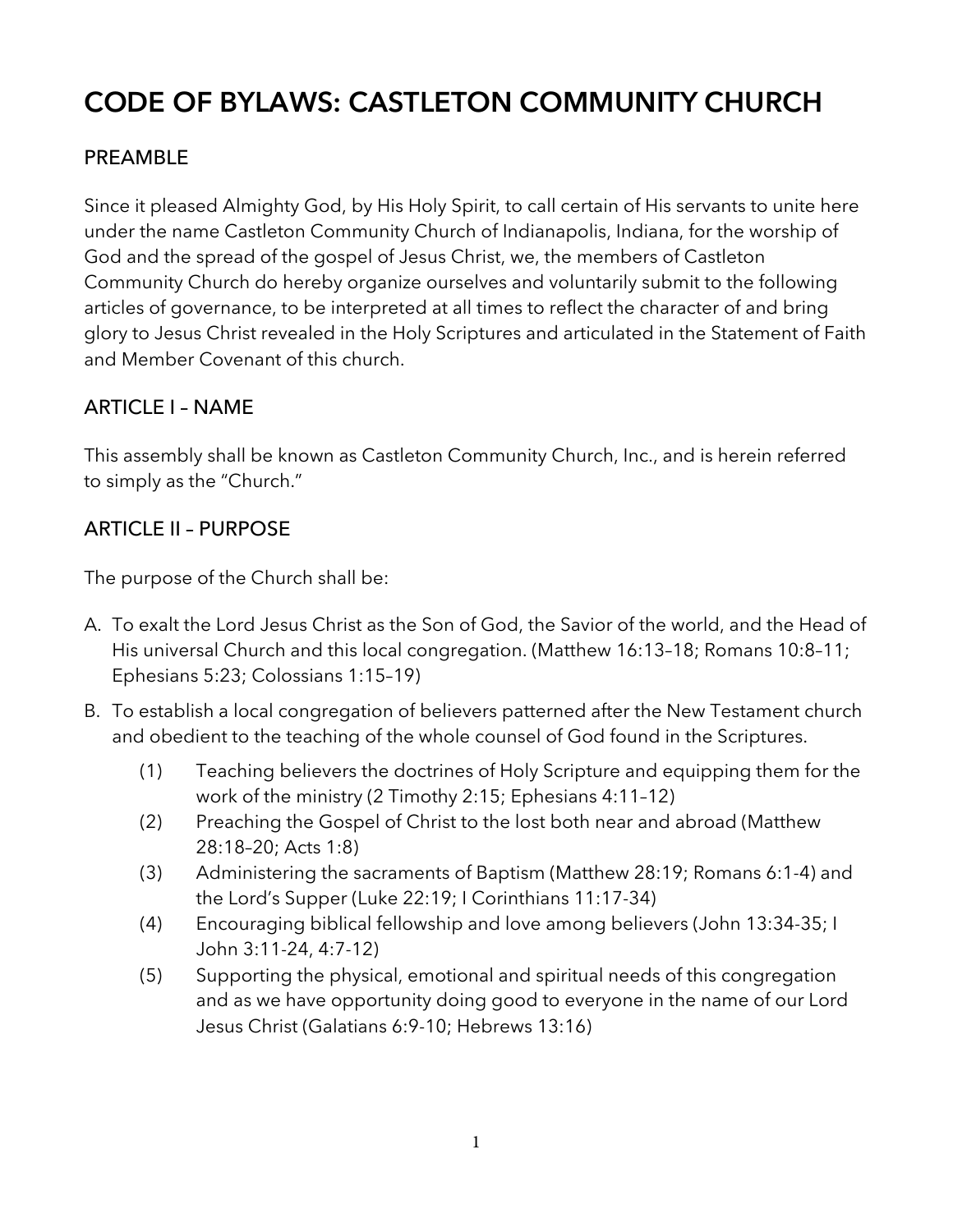# CODE OF BYLAWS: CASTLETON COMMUNITY CHURCH

## PREAMBLE

Since it pleased Almighty God, by His Holy Spirit, to call certain of His servants to unite here under the name Castleton Community Church of Indianapolis, Indiana, for the worship of God and the spread of the gospel of Jesus Christ, we, the members of Castleton Community Church do hereby organize ourselves and voluntarily submit to the following articles of governance, to be interpreted at all times to reflect the character of and bring glory to Jesus Christ revealed in the Holy Scriptures and articulated in the Statement of Faith and Member Covenant of this church.

## ARTICLE I – NAME

This assembly shall be known as Castleton Community Church, Inc., and is herein referred to simply as the "Church."

## ARTICLE II – PURPOSE

The purpose of the Church shall be:

A. To exalt the Lord Jesus Christ as the Son of God, the Savior of the world, and the Head of His universal Church and this local congregation. (Matthew 16:13–18; Romans 10:8–11; Ephesians 5:23; Colossians 1:15–19)

B. To establish a local congregation of believers patterned after the New Testament church and obedient to the teaching of the whole counsel of God found in the Scriptures.

   (1) Teaching believers the doctrines of Holy Scripture and equipping them for the work of the ministry (2 Timothy 2:15; Ephesians 4:11–12)

   (2) Preaching the Gospel of Christ to the lost both near and abroad (Matthew 28:18–20; Acts 1:8)

   (3) Administering the sacraments of Baptism (Matthew 28:19; Romans 6:1-4) and the Lord's Supper (Luke 22:19; I Corinthians 11:17-34)

   (4) Encouraging biblical fellowship and love among believers (John 13:34-35; I John 3:11-24, 4:7-12)

   (5) Supporting the physical, emotional and spiritual needs of this congregation and as we have opportunity doing good to everyone in the name of our Lord Jesus Christ (Galatians 6:9-10; Hebrews 13:16)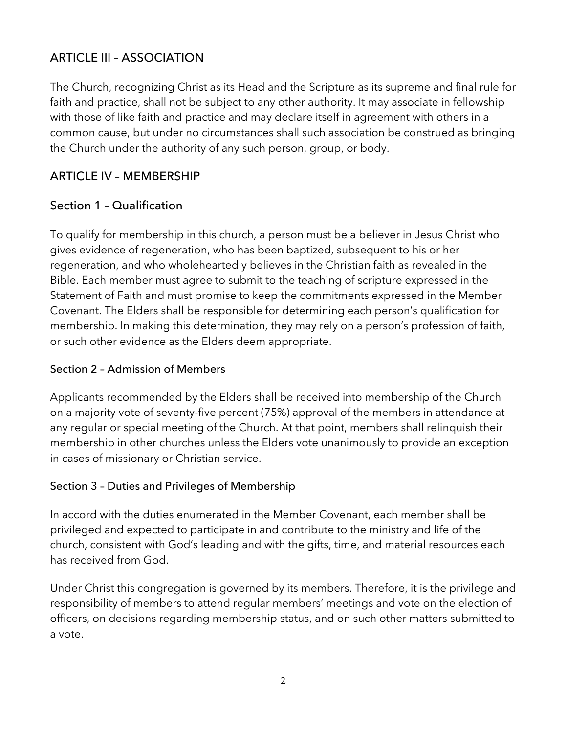## ARTICLE III – ASSOCIATION

The Church, recognizing Christ as its Head and the Scripture as its supreme and final rule for faith and practice, shall not be subject to any other authority. It may associate in fellowship with those of like faith and practice and may declare itself in agreement with others in a common cause, but under no circumstances shall such association be construed as bringing the Church under the authority of any such person, group, or body.

## ARTICLE IV – MEMBERSHIP

### Section 1 – Qualification

To qualify for membership in this church, a person must be a believer in Jesus Christ who gives evidence of regeneration, who has been baptized, subsequent to his or her regeneration, and who wholeheartedly believes in the Christian faith as revealed in the Bible. Each member must agree to submit to the teaching of scripture expressed in the Statement of Faith and must promise to keep the commitments expressed in the Member Covenant. The Elders shall be responsible for determining each person's qualification for membership. In making this determination, they may rely on a person's profession of faith, or such other evidence as the Elders deem appropriate.

#### Section 2 – Admission of Members

Applicants recommended by the Elders shall be received into membership of the Church on a majority vote of seventy-five percent (75%) approval of the members in attendance at any regular or special meeting of the Church. At that point, members shall relinquish their membership in other churches unless the Elders vote unanimously to provide an exception in cases of missionary or Christian service.

#### Section 3 – Duties and Privileges of Membership

In accord with the duties enumerated in the Member Covenant, each member shall be privileged and expected to participate in and contribute to the ministry and life of the church, consistent with God's leading and with the gifts, time, and material resources each has received from God.

Under Christ this congregation is governed by its members. Therefore, it is the privilege and responsibility of members to attend regular members' meetings and vote on the election of officers, on decisions regarding membership status, and on such other matters submitted to a vote.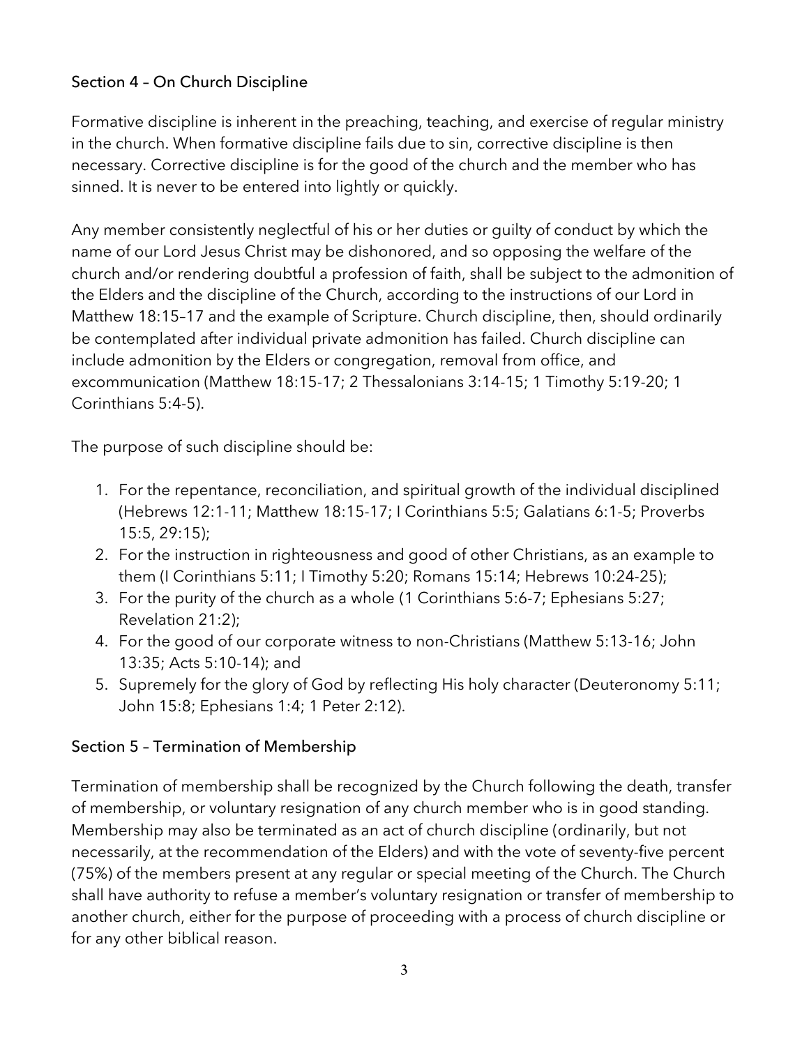### Section 4 – On Church Discipline

Formative discipline is inherent in the preaching, teaching, and exercise of regular ministry in the church. When formative discipline fails due to sin, corrective discipline is then necessary. Corrective discipline is for the good of the church and the member who has sinned. It is never to be entered into lightly or quickly.

Any member consistently neglectful of his or her duties or guilty of conduct by which the name of our Lord Jesus Christ may be dishonored, and so opposing the welfare of the church and/or rendering doubtful a profession of faith, shall be subject to the admonition of the Elders and the discipline of the Church, according to the instructions of our Lord in Matthew 18:15–17 and the example of Scripture. Church discipline, then, should ordinarily be contemplated after individual private admonition has failed. Church discipline can include admonition by the Elders or congregation, removal from office, and excommunication (Matthew 18:15-17; 2 Thessalonians 3:14-15; 1 Timothy 5:19-20; 1 Corinthians 5:4-5).

The purpose of such discipline should be:

1. For the repentance, reconciliation, and spiritual growth of the individual disciplined (Hebrews 12:1-11; Matthew 18:15-17; I Corinthians 5:5; Galatians 6:1-5; Proverbs 15:5, 29:15);
2. For the instruction in righteousness and good of other Christians, as an example to them (I Corinthians 5:11; I Timothy 5:20; Romans 15:14; Hebrews 10:24-25);
3. For the purity of the church as a whole (1 Corinthians 5:6-7; Ephesians 5:27; Revelation 21:2);
4. For the good of our corporate witness to non-Christians (Matthew 5:13-16; John 13:35; Acts 5:10-14); and
5. Supremely for the glory of God by reflecting His holy character (Deuteronomy 5:11; John 15:8; Ephesians 1:4; 1 Peter 2:12).

### Section 5 – Termination of Membership

Termination of membership shall be recognized by the Church following the death, transfer of membership, or voluntary resignation of any church member who is in good standing. Membership may also be terminated as an act of church discipline (ordinarily, but not necessarily, at the recommendation of the Elders) and with the vote of seventy-five percent (75%) of the members present at any regular or special meeting of the Church. The Church shall have authority to refuse a member's voluntary resignation or transfer of membership to another church, either for the purpose of proceeding with a process of church discipline or for any other biblical reason.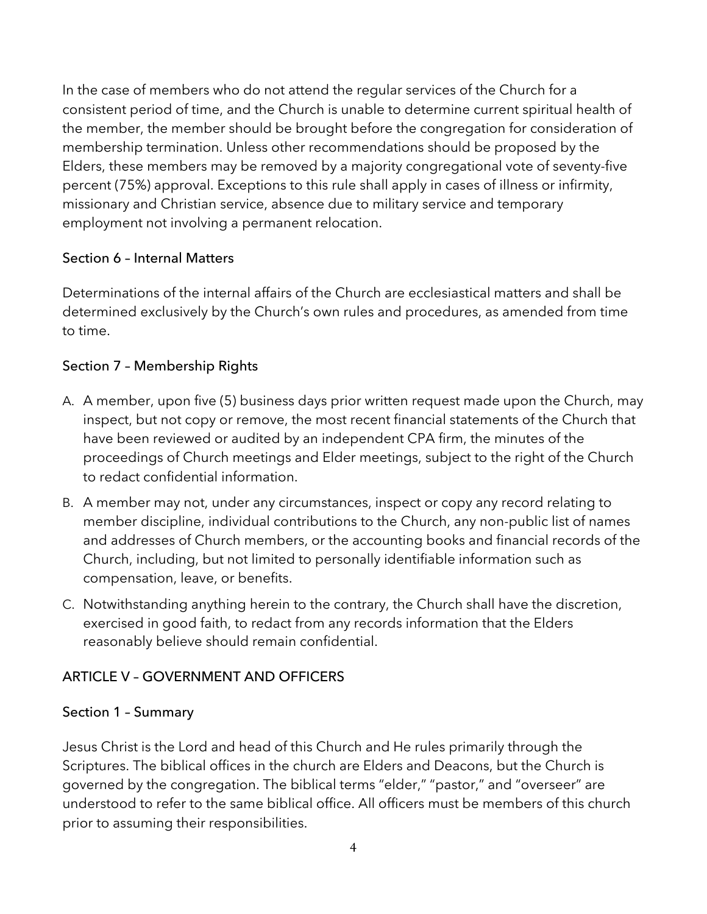In the case of members who do not attend the regular services of the Church for a consistent period of time, and the Church is unable to determine current spiritual health of the member, the member should be brought before the congregation for consideration of membership termination. Unless other recommendations should be proposed by the Elders, these members may be removed by a majority congregational vote of seventy-five percent (75%) approval. Exceptions to this rule shall apply in cases of illness or infirmity, missionary and Christian service, absence due to military service and temporary employment not involving a permanent relocation.

### Section 6 – Internal Matters

Determinations of the internal affairs of the Church are ecclesiastical matters and shall be determined exclusively by the Church's own rules and procedures, as amended from time to time.

### Section 7 – Membership Rights

A. A member, upon five (5) business days prior written request made upon the Church, may inspect, but not copy or remove, the most recent financial statements of the Church that have been reviewed or audited by an independent CPA firm, the minutes of the proceedings of Church meetings and Elder meetings, subject to the right of the Church to redact confidential information.

B. A member may not, under any circumstances, inspect or copy any record relating to member discipline, individual contributions to the Church, any non-public list of names and addresses of Church members, or the accounting books and financial records of the Church, including, but not limited to personally identifiable information such as compensation, leave, or benefits.

C. Notwithstanding anything herein to the contrary, the Church shall have the discretion, exercised in good faith, to redact from any records information that the Elders reasonably believe should remain confidential.

## ARTICLE V – GOVERNMENT AND OFFICERS

### Section 1 – Summary

Jesus Christ is the Lord and head of this Church and He rules primarily through the Scriptures. The biblical offices in the church are Elders and Deacons, but the Church is governed by the congregation. The biblical terms "elder," "pastor," and "overseer" are understood to refer to the same biblical office. All officers must be members of this church prior to assuming their responsibilities.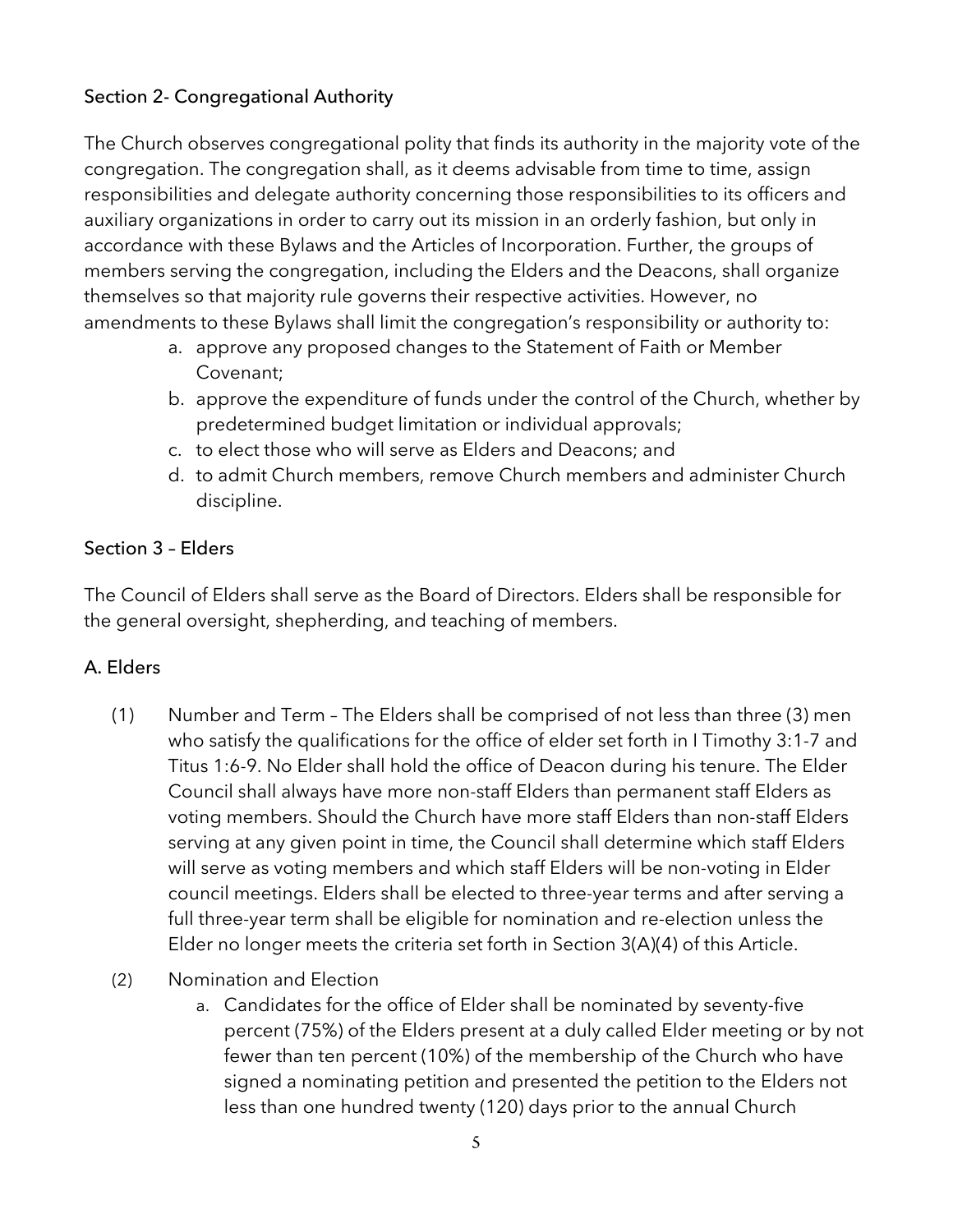### Section 2- Congregational Authority

The Church observes congregational polity that finds its authority in the majority vote of the congregation. The congregation shall, as it deems advisable from time to time, assign responsibilities and delegate authority concerning those responsibilities to its officers and auxiliary organizations in order to carry out its mission in an orderly fashion, but only in accordance with these Bylaws and the Articles of Incorporation. Further, the groups of members serving the congregation, including the Elders and the Deacons, shall organize themselves so that majority rule governs their respective activities. However, no amendments to these Bylaws shall limit the congregation's responsibility or authority to:

a. approve any proposed changes to the Statement of Faith or Member Covenant;
b. approve the expenditure of funds under the control of the Church, whether by predetermined budget limitation or individual approvals;
c. to elect those who will serve as Elders and Deacons; and
d. to admit Church members, remove Church members and administer Church discipline.

### Section 3 – Elders

The Council of Elders shall serve as the Board of Directors. Elders shall be responsible for the general oversight, shepherding, and teaching of members.

### A. Elders

(1) Number and Term – The Elders shall be comprised of not less than three (3) men who satisfy the qualifications for the office of elder set forth in I Timothy 3:1-7 and Titus 1:6-9. No Elder shall hold the office of Deacon during his tenure. The Elder Council shall always have more non-staff Elders than permanent staff Elders as voting members. Should the Church have more staff Elders than non-staff Elders serving at any given point in time, the Council shall determine which staff Elders will serve as voting members and which staff Elders will be non-voting in Elder council meetings. Elders shall be elected to three-year terms and after serving a full three-year term shall be eligible for nomination and re-election unless the Elder no longer meets the criteria set forth in Section 3(A)(4) of this Article.

(2) Nomination and Election

a. Candidates for the office of Elder shall be nominated by seventy-five percent (75%) of the Elders present at a duly called Elder meeting or by not fewer than ten percent (10%) of the membership of the Church who have signed a nominating petition and presented the petition to the Elders not less than one hundred twenty (120) days prior to the annual Church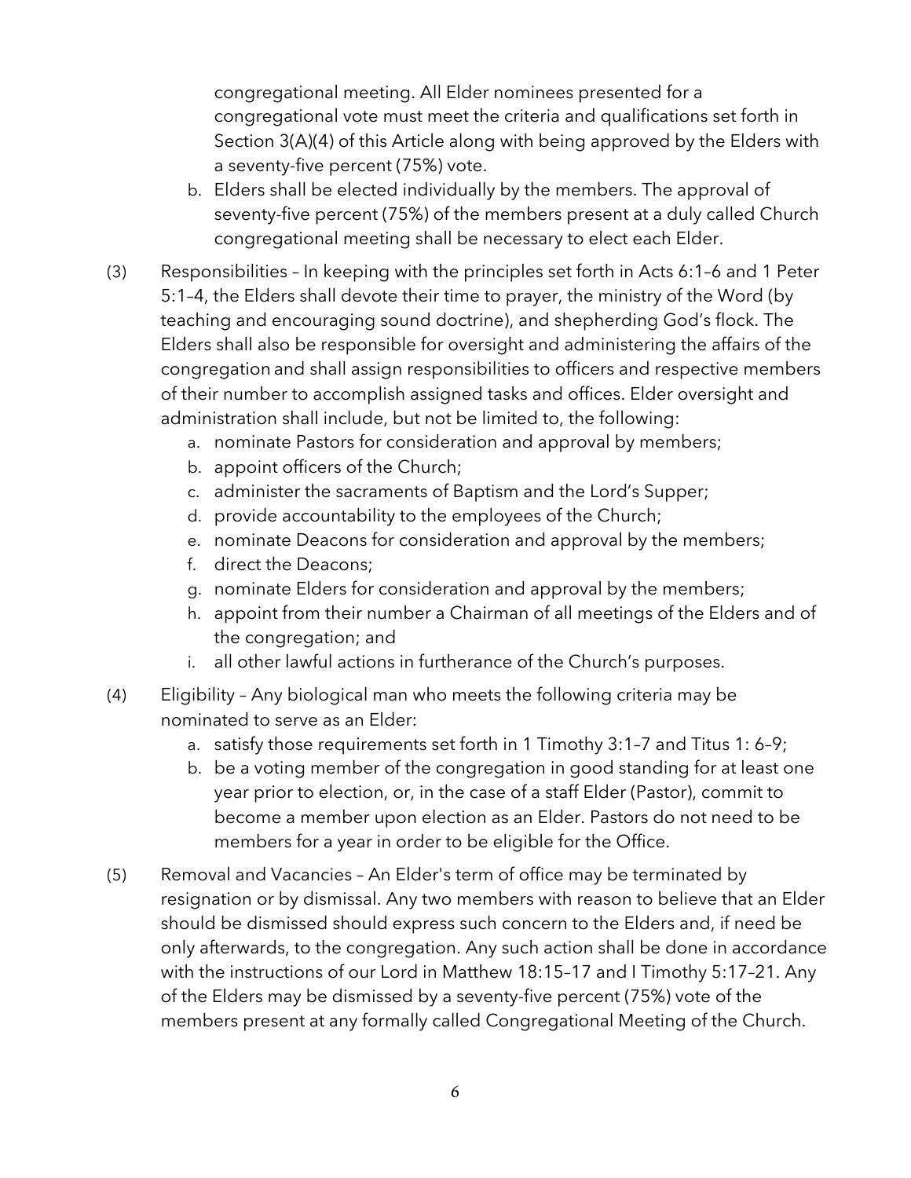congregational meeting. All Elder nominees presented for a congregational vote must meet the criteria and qualifications set forth in Section 3(A)(4) of this Article along with being approved by the Elders with a seventy-five percent (75%) vote.

b. Elders shall be elected individually by the members. The approval of seventy-five percent (75%) of the members present at a duly called Church congregational meeting shall be necessary to elect each Elder.

(3) Responsibilities – In keeping with the principles set forth in Acts 6:1–6 and 1 Peter 5:1–4, the Elders shall devote their time to prayer, the ministry of the Word (by teaching and encouraging sound doctrine), and shepherding God's flock. The Elders shall also be responsible for oversight and administering the affairs of the congregation and shall assign responsibilities to officers and respective members of their number to accomplish assigned tasks and offices. Elder oversight and administration shall include, but not be limited to, the following:

a. nominate Pastors for consideration and approval by members;
b. appoint officers of the Church;
c. administer the sacraments of Baptism and the Lord's Supper;
d. provide accountability to the employees of the Church;
e. nominate Deacons for consideration and approval by the members;
f. direct the Deacons;
g. nominate Elders for consideration and approval by the members;
h. appoint from their number a Chairman of all meetings of the Elders and of the congregation; and
i. all other lawful actions in furtherance of the Church's purposes.

(4) Eligibility – Any biological man who meets the following criteria may be nominated to serve as an Elder:

a. satisfy those requirements set forth in 1 Timothy 3:1–7 and Titus 1: 6–9;
b. be a voting member of the congregation in good standing for at least one year prior to election, or, in the case of a staff Elder (Pastor), commit to become a member upon election as an Elder. Pastors do not need to be members for a year in order to be eligible for the Office.

(5) Removal and Vacancies – An Elder's term of office may be terminated by resignation or by dismissal. Any two members with reason to believe that an Elder should be dismissed should express such concern to the Elders and, if need be only afterwards, to the congregation. Any such action shall be done in accordance with the instructions of our Lord in Matthew 18:15–17 and I Timothy 5:17–21. Any of the Elders may be dismissed by a seventy-five percent (75%) vote of the members present at any formally called Congregational Meeting of the Church.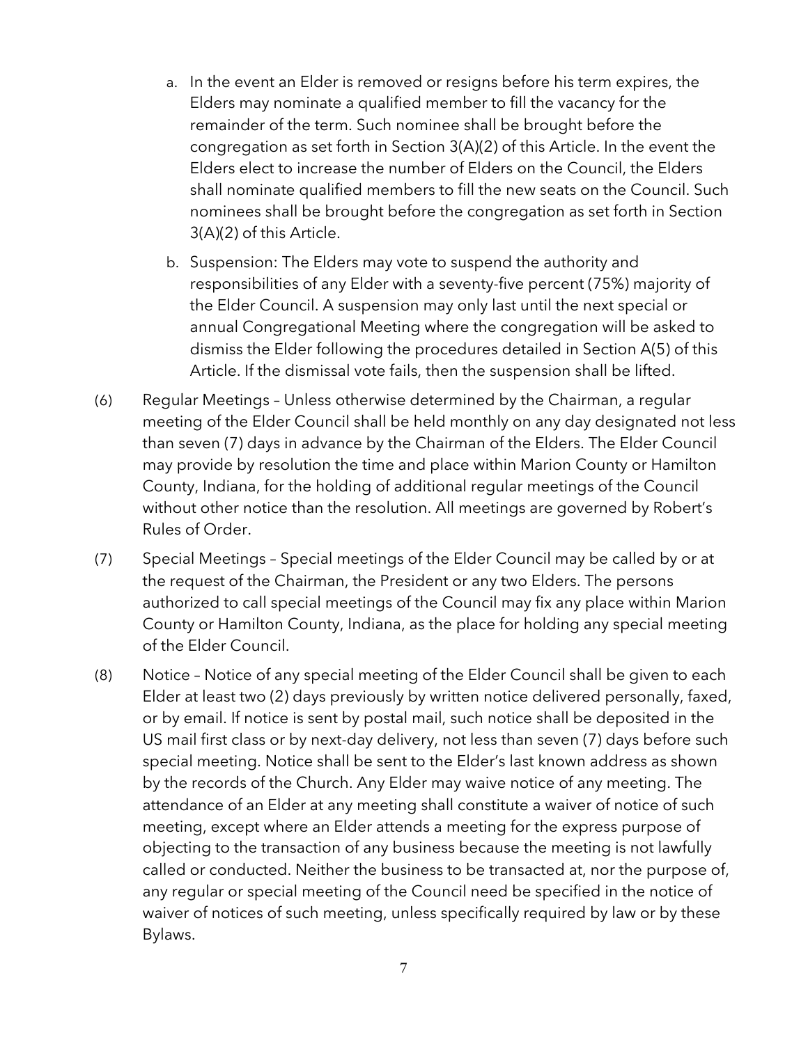a. In the event an Elder is removed or resigns before his term expires, the Elders may nominate a qualified member to fill the vacancy for the remainder of the term. Such nominee shall be brought before the congregation as set forth in Section 3(A)(2) of this Article. In the event the Elders elect to increase the number of Elders on the Council, the Elders shall nominate qualified members to fill the new seats on the Council. Such nominees shall be brought before the congregation as set forth in Section 3(A)(2) of this Article.

b. Suspension: The Elders may vote to suspend the authority and responsibilities of any Elder with a seventy-five percent (75%) majority of the Elder Council. A suspension may only last until the next special or annual Congregational Meeting where the congregation will be asked to dismiss the Elder following the procedures detailed in Section A(5) of this Article. If the dismissal vote fails, then the suspension shall be lifted.

(6) Regular Meetings – Unless otherwise determined by the Chairman, a regular meeting of the Elder Council shall be held monthly on any day designated not less than seven (7) days in advance by the Chairman of the Elders. The Elder Council may provide by resolution the time and place within Marion County or Hamilton County, Indiana, for the holding of additional regular meetings of the Council without other notice than the resolution. All meetings are governed by Robert's Rules of Order.

(7) Special Meetings – Special meetings of the Elder Council may be called by or at the request of the Chairman, the President or any two Elders. The persons authorized to call special meetings of the Council may fix any place within Marion County or Hamilton County, Indiana, as the place for holding any special meeting of the Elder Council.

(8) Notice – Notice of any special meeting of the Elder Council shall be given to each Elder at least two (2) days previously by written notice delivered personally, faxed, or by email. If notice is sent by postal mail, such notice shall be deposited in the US mail first class or by next-day delivery, not less than seven (7) days before such special meeting. Notice shall be sent to the Elder's last known address as shown by the records of the Church. Any Elder may waive notice of any meeting. The attendance of an Elder at any meeting shall constitute a waiver of notice of such meeting, except where an Elder attends a meeting for the express purpose of objecting to the transaction of any business because the meeting is not lawfully called or conducted. Neither the business to be transacted at, nor the purpose of, any regular or special meeting of the Council need be specified in the notice of waiver of notices of such meeting, unless specifically required by law or by these Bylaws.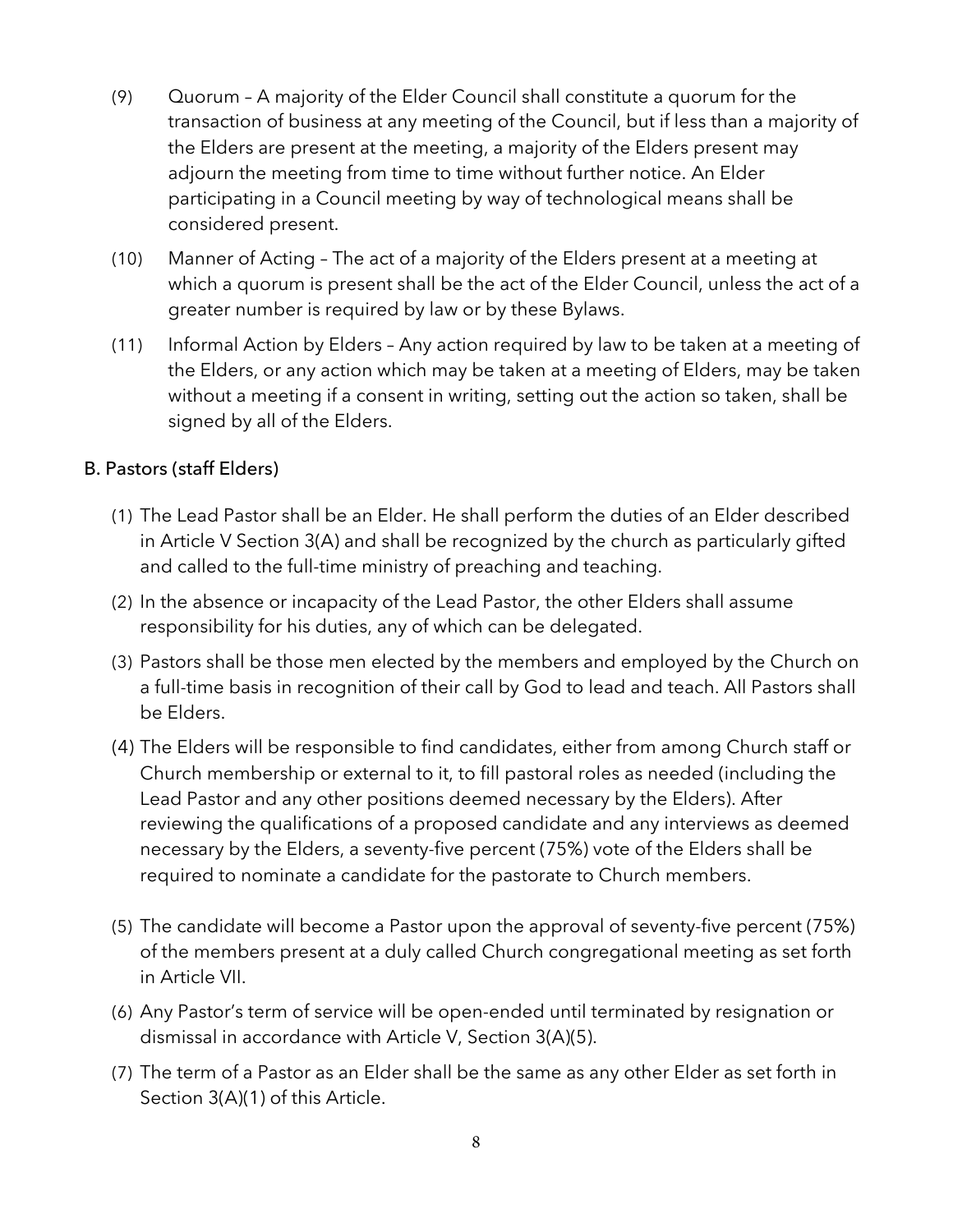(9) Quorum – A majority of the Elder Council shall constitute a quorum for the transaction of business at any meeting of the Council, but if less than a majority of the Elders are present at the meeting, a majority of the Elders present may adjourn the meeting from time to time without further notice. An Elder participating in a Council meeting by way of technological means shall be considered present.

(10) Manner of Acting – The act of a majority of the Elders present at a meeting at which a quorum is present shall be the act of the Elder Council, unless the act of a greater number is required by law or by these Bylaws.

(11) Informal Action by Elders – Any action required by law to be taken at a meeting of the Elders, or any action which may be taken at a meeting of Elders, may be taken without a meeting if a consent in writing, setting out the action so taken, shall be signed by all of the Elders.

### B. Pastors (staff Elders)

(1) The Lead Pastor shall be an Elder. He shall perform the duties of an Elder described in Article V Section 3(A) and shall be recognized by the church as particularly gifted and called to the full-time ministry of preaching and teaching.

(2) In the absence or incapacity of the Lead Pastor, the other Elders shall assume responsibility for his duties, any of which can be delegated.

(3) Pastors shall be those men elected by the members and employed by the Church on a full-time basis in recognition of their call by God to lead and teach. All Pastors shall be Elders.

(4) The Elders will be responsible to find candidates, either from among Church staff or Church membership or external to it, to fill pastoral roles as needed (including the Lead Pastor and any other positions deemed necessary by the Elders). After reviewing the qualifications of a proposed candidate and any interviews as deemed necessary by the Elders, a seventy-five percent (75%) vote of the Elders shall be required to nominate a candidate for the pastorate to Church members.

(5) The candidate will become a Pastor upon the approval of seventy-five percent (75%) of the members present at a duly called Church congregational meeting as set forth in Article VII.

(6) Any Pastor's term of service will be open-ended until terminated by resignation or dismissal in accordance with Article V, Section 3(A)(5).

(7) The term of a Pastor as an Elder shall be the same as any other Elder as set forth in Section 3(A)(1) of this Article.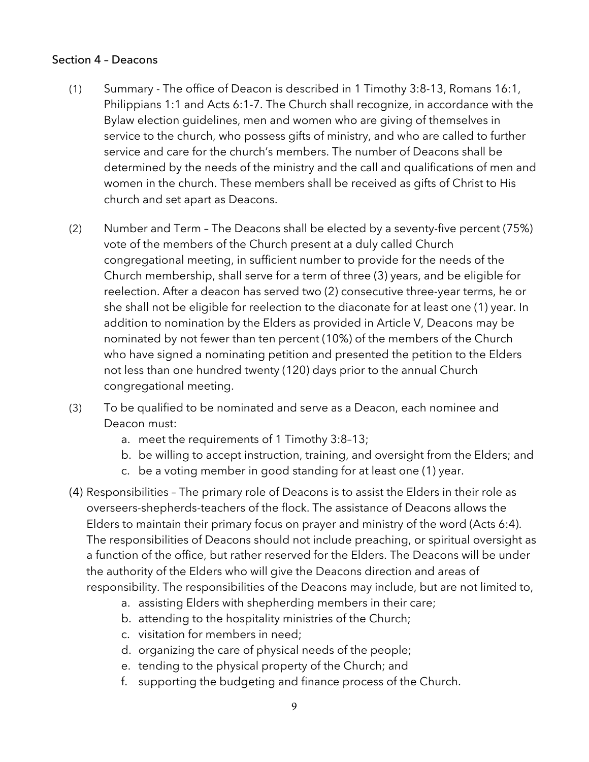## Section 4 – Deacons

(1) Summary - The office of Deacon is described in 1 Timothy 3:8-13, Romans 16:1, Philippians 1:1 and Acts 6:1-7. The Church shall recognize, in accordance with the Bylaw election guidelines, men and women who are giving of themselves in service to the church, who possess gifts of ministry, and who are called to further service and care for the church's members. The number of Deacons shall be determined by the needs of the ministry and the call and qualifications of men and women in the church. These members shall be received as gifts of Christ to His church and set apart as Deacons.

(2) Number and Term – The Deacons shall be elected by a seventy-five percent (75%) vote of the members of the Church present at a duly called Church congregational meeting, in sufficient number to provide for the needs of the Church membership, shall serve for a term of three (3) years, and be eligible for reelection. After a deacon has served two (2) consecutive three-year terms, he or she shall not be eligible for reelection to the diaconate for at least one (1) year. In addition to nomination by the Elders as provided in Article V, Deacons may be nominated by not fewer than ten percent (10%) of the members of the Church who have signed a nominating petition and presented the petition to the Elders not less than one hundred twenty (120) days prior to the annual Church congregational meeting.

(3) To be qualified to be nominated and serve as a Deacon, each nominee and Deacon must:
   a. meet the requirements of 1 Timothy 3:8–13;
   b. be willing to accept instruction, training, and oversight from the Elders; and
   c. be a voting member in good standing for at least one (1) year.

(4) Responsibilities – The primary role of Deacons is to assist the Elders in their role as overseers-shepherds-teachers of the flock. The assistance of Deacons allows the Elders to maintain their primary focus on prayer and ministry of the word (Acts 6:4). The responsibilities of Deacons should not include preaching, or spiritual oversight as a function of the office, but rather reserved for the Elders. The Deacons will be under the authority of the Elders who will give the Deacons direction and areas of responsibility. The responsibilities of the Deacons may include, but are not limited to,
   a. assisting Elders with shepherding members in their care;
   b. attending to the hospitality ministries of the Church;
   c. visitation for members in need;
   d. organizing the care of physical needs of the people;
   e. tending to the physical property of the Church; and
   f. supporting the budgeting and finance process of the Church.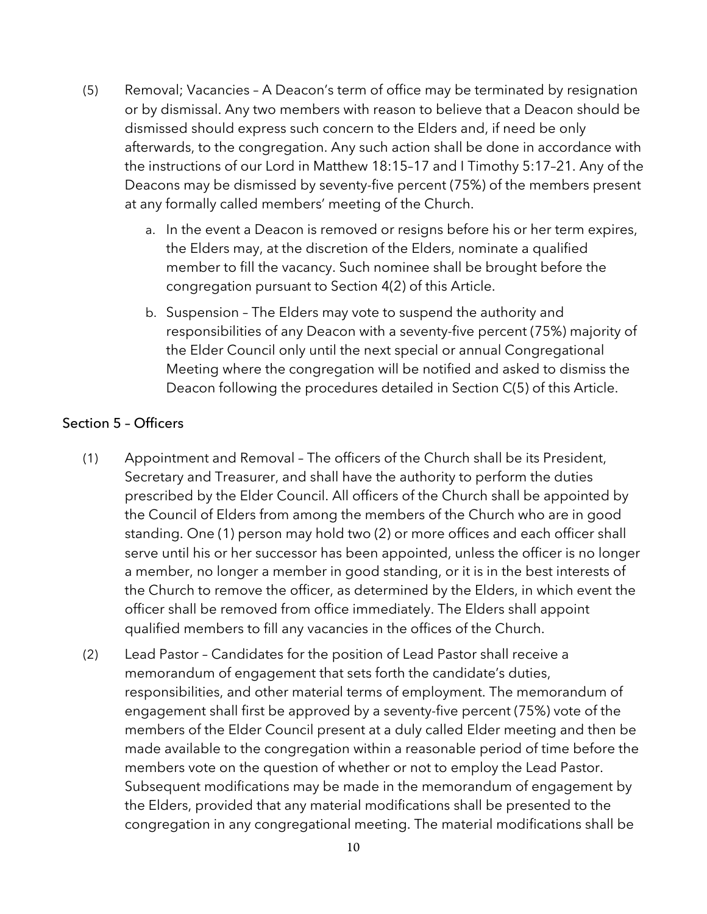(5) Removal; Vacancies – A Deacon's term of office may be terminated by resignation or by dismissal. Any two members with reason to believe that a Deacon should be dismissed should express such concern to the Elders and, if need be only afterwards, to the congregation. Any such action shall be done in accordance with the instructions of our Lord in Matthew 18:15–17 and I Timothy 5:17–21. Any of the Deacons may be dismissed by seventy-five percent (75%) of the members present at any formally called members' meeting of the Church.

   a. In the event a Deacon is removed or resigns before his or her term expires, the Elders may, at the discretion of the Elders, nominate a qualified member to fill the vacancy. Such nominee shall be brought before the congregation pursuant to Section 4(2) of this Article.

   b. Suspension – The Elders may vote to suspend the authority and responsibilities of any Deacon with a seventy-five percent (75%) majority of the Elder Council only until the next special or annual Congregational Meeting where the congregation will be notified and asked to dismiss the Deacon following the procedures detailed in Section C(5) of this Article.

## Section 5 – Officers

(1) Appointment and Removal – The officers of the Church shall be its President, Secretary and Treasurer, and shall have the authority to perform the duties prescribed by the Elder Council. All officers of the Church shall be appointed by the Council of Elders from among the members of the Church who are in good standing. One (1) person may hold two (2) or more offices and each officer shall serve until his or her successor has been appointed, unless the officer is no longer a member, no longer a member in good standing, or it is in the best interests of the Church to remove the officer, as determined by the Elders, in which event the officer shall be removed from office immediately. The Elders shall appoint qualified members to fill any vacancies in the offices of the Church.

(2) Lead Pastor – Candidates for the position of Lead Pastor shall receive a memorandum of engagement that sets forth the candidate's duties, responsibilities, and other material terms of employment. The memorandum of engagement shall first be approved by a seventy-five percent (75%) vote of the members of the Elder Council present at a duly called Elder meeting and then be made available to the congregation within a reasonable period of time before the members vote on the question of whether or not to employ the Lead Pastor. Subsequent modifications may be made in the memorandum of engagement by the Elders, provided that any material modifications shall be presented to the congregation in any congregational meeting. The material modifications shall be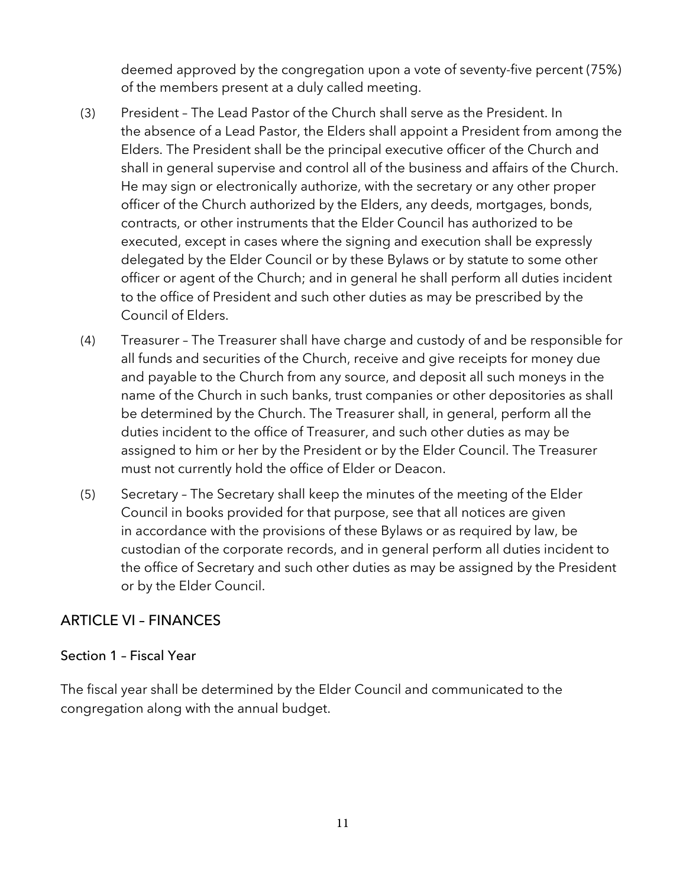deemed approved by the congregation upon a vote of seventy-five percent (75%) of the members present at a duly called meeting.

(3) President – The Lead Pastor of the Church shall serve as the President. In the absence of a Lead Pastor, the Elders shall appoint a President from among the Elders. The President shall be the principal executive officer of the Church and shall in general supervise and control all of the business and affairs of the Church. He may sign or electronically authorize, with the secretary or any other proper officer of the Church authorized by the Elders, any deeds, mortgages, bonds, contracts, or other instruments that the Elder Council has authorized to be executed, except in cases where the signing and execution shall be expressly delegated by the Elder Council or by these Bylaws or by statute to some other officer or agent of the Church; and in general he shall perform all duties incident to the office of President and such other duties as may be prescribed by the Council of Elders.

(4) Treasurer – The Treasurer shall have charge and custody of and be responsible for all funds and securities of the Church, receive and give receipts for money due and payable to the Church from any source, and deposit all such moneys in the name of the Church in such banks, trust companies or other depositories as shall be determined by the Church. The Treasurer shall, in general, perform all the duties incident to the office of Treasurer, and such other duties as may be assigned to him or her by the President or by the Elder Council. The Treasurer must not currently hold the office of Elder or Deacon.

(5) Secretary – The Secretary shall keep the minutes of the meeting of the Elder Council in books provided for that purpose, see that all notices are given in accordance with the provisions of these Bylaws or as required by law, be custodian of the corporate records, and in general perform all duties incident to the office of Secretary and such other duties as may be assigned by the President or by the Elder Council.

## ARTICLE VI – FINANCES

### Section 1 – Fiscal Year

The fiscal year shall be determined by the Elder Council and communicated to the congregation along with the annual budget.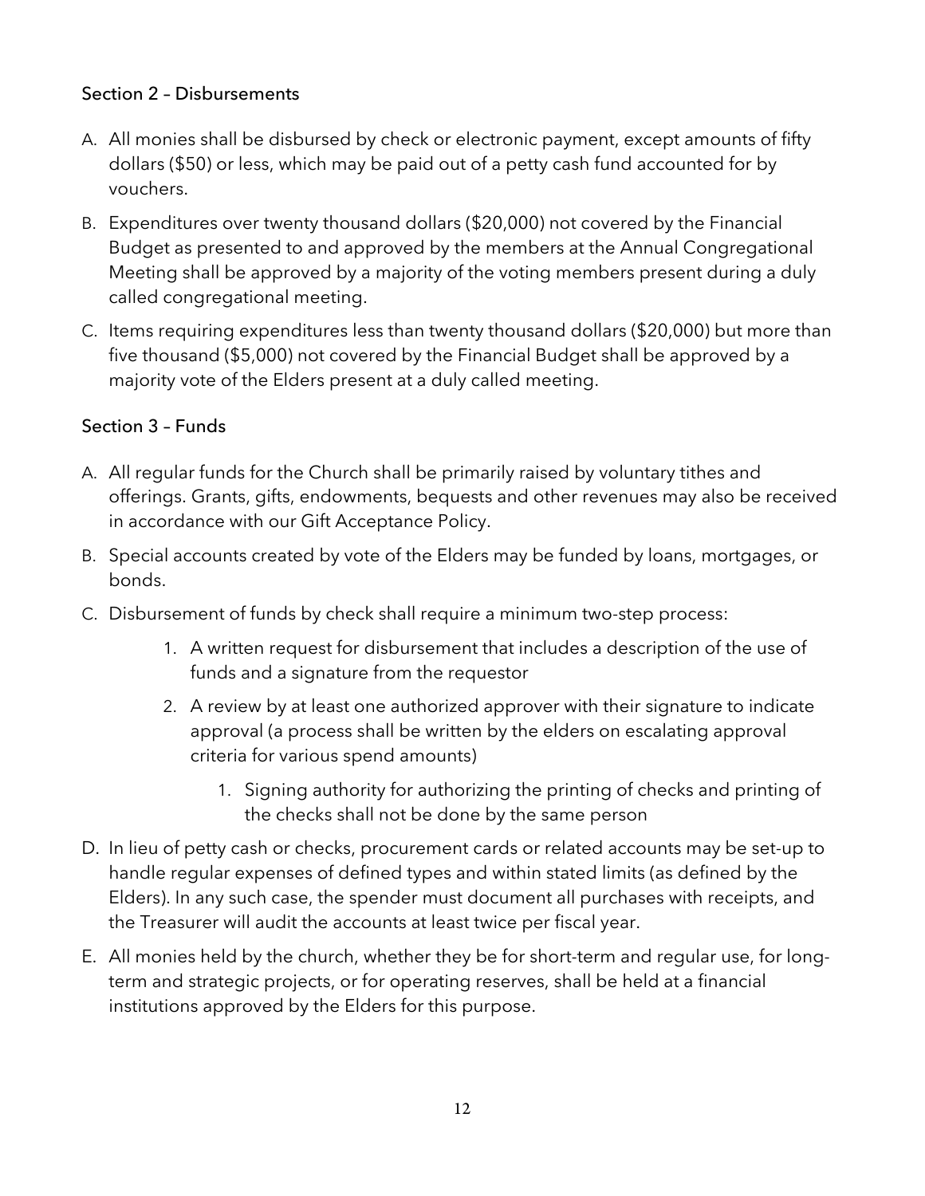### Section 2 – Disbursements

A. All monies shall be disbursed by check or electronic payment, except amounts of fifty dollars ($50) or less, which may be paid out of a petty cash fund accounted for by vouchers.

B. Expenditures over twenty thousand dollars ($20,000) not covered by the Financial Budget as presented to and approved by the members at the Annual Congregational Meeting shall be approved by a majority of the voting members present during a duly called congregational meeting.

C. Items requiring expenditures less than twenty thousand dollars ($20,000) but more than five thousand ($5,000) not covered by the Financial Budget shall be approved by a majority vote of the Elders present at a duly called meeting.

### Section 3 – Funds

A. All regular funds for the Church shall be primarily raised by voluntary tithes and offerings. Grants, gifts, endowments, bequests and other revenues may also be received in accordance with our Gift Acceptance Policy.

B. Special accounts created by vote of the Elders may be funded by loans, mortgages, or bonds.

C. Disbursement of funds by check shall require a minimum two-step process:

    1. A written request for disbursement that includes a description of the use of funds and a signature from the requestor
    2. A review by at least one authorized approver with their signature to indicate approval (a process shall be written by the elders on escalating approval criteria for various spend amounts)
        1. Signing authority for authorizing the printing of checks and printing of the checks shall not be done by the same person

D. In lieu of petty cash or checks, procurement cards or related accounts may be set-up to handle regular expenses of defined types and within stated limits (as defined by the Elders). In any such case, the spender must document all purchases with receipts, and the Treasurer will audit the accounts at least twice per fiscal year.

E. All monies held by the church, whether they be for short-term and regular use, for long-term and strategic projects, or for operating reserves, shall be held at a financial institutions approved by the Elders for this purpose.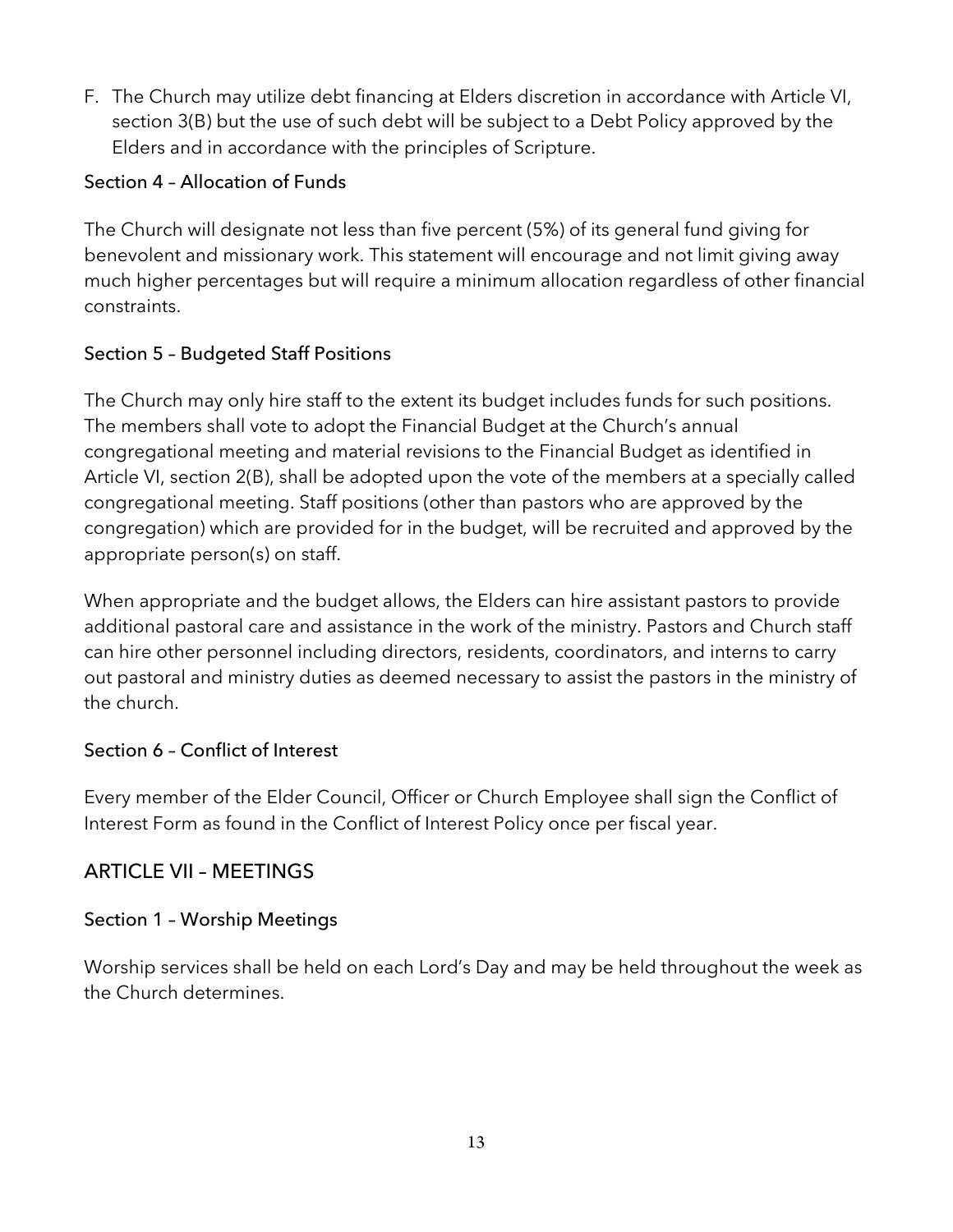F. The Church may utilize debt financing at Elders discretion in accordance with Article VI, section 3(B) but the use of such debt will be subject to a Debt Policy approved by the Elders and in accordance with the principles of Scripture.

### Section 4 – Allocation of Funds

The Church will designate not less than five percent (5%) of its general fund giving for benevolent and missionary work. This statement will encourage and not limit giving away much higher percentages but will require a minimum allocation regardless of other financial constraints.

### Section 5 – Budgeted Staff Positions

The Church may only hire staff to the extent its budget includes funds for such positions. The members shall vote to adopt the Financial Budget at the Church's annual congregational meeting and material revisions to the Financial Budget as identified in Article VI, section 2(B), shall be adopted upon the vote of the members at a specially called congregational meeting. Staff positions (other than pastors who are approved by the congregation) which are provided for in the budget, will be recruited and approved by the appropriate person(s) on staff.

When appropriate and the budget allows, the Elders can hire assistant pastors to provide additional pastoral care and assistance in the work of the ministry. Pastors and Church staff can hire other personnel including directors, residents, coordinators, and interns to carry out pastoral and ministry duties as deemed necessary to assist the pastors in the ministry of the church.

### Section 6 – Conflict of Interest

Every member of the Elder Council, Officer or Church Employee shall sign the Conflict of Interest Form as found in the Conflict of Interest Policy once per fiscal year.

## ARTICLE VII – MEETINGS

### Section 1 – Worship Meetings

Worship services shall be held on each Lord's Day and may be held throughout the week as the Church determines.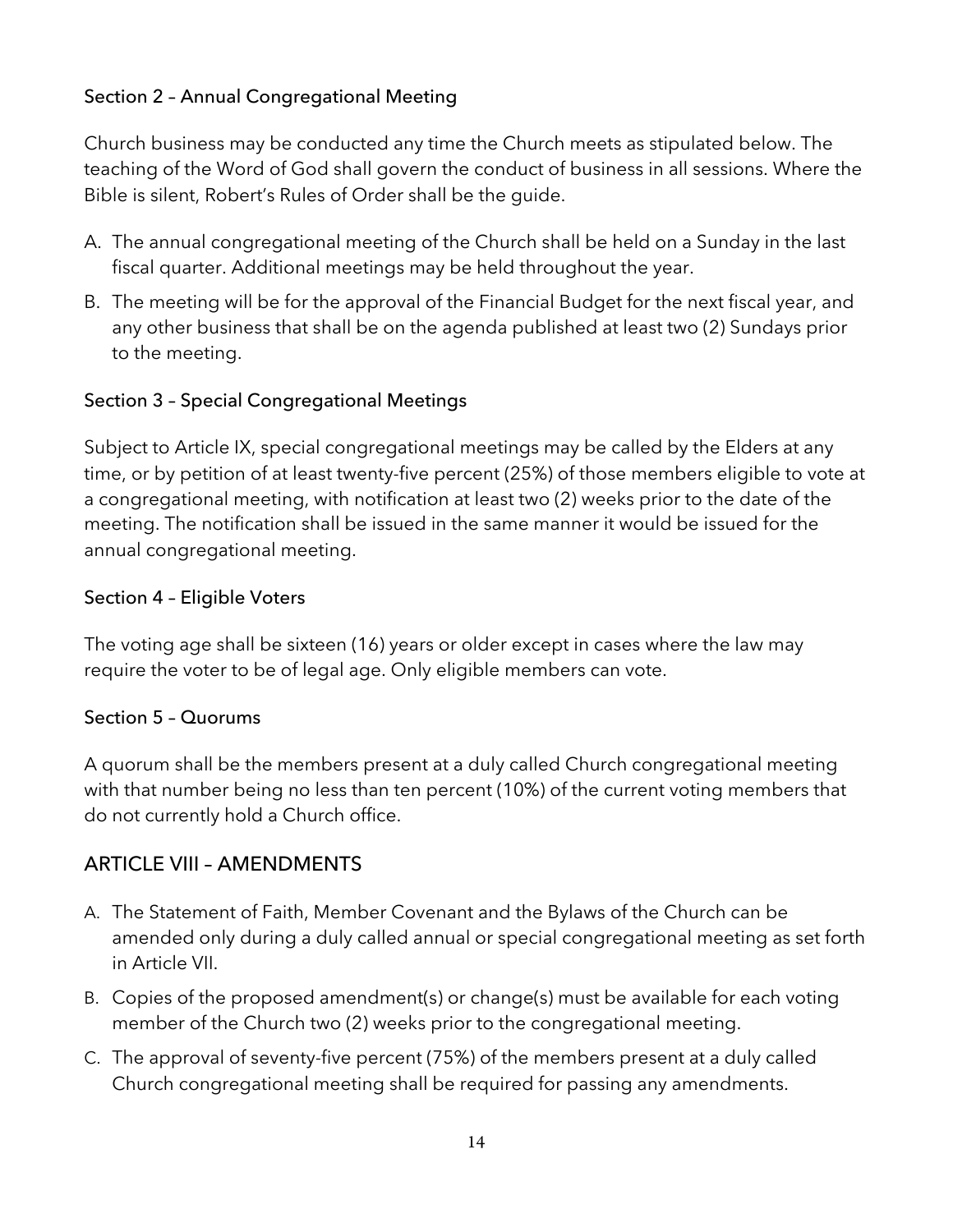### Section 2 – Annual Congregational Meeting

Church business may be conducted any time the Church meets as stipulated below. The teaching of the Word of God shall govern the conduct of business in all sessions. Where the Bible is silent, Robert's Rules of Order shall be the guide.

A. The annual congregational meeting of the Church shall be held on a Sunday in the last fiscal quarter. Additional meetings may be held throughout the year.
B. The meeting will be for the approval of the Financial Budget for the next fiscal year, and any other business that shall be on the agenda published at least two (2) Sundays prior to the meeting.

### Section 3 – Special Congregational Meetings

Subject to Article IX, special congregational meetings may be called by the Elders at any time, or by petition of at least twenty-five percent (25%) of those members eligible to vote at a congregational meeting, with notification at least two (2) weeks prior to the date of the meeting. The notification shall be issued in the same manner it would be issued for the annual congregational meeting.

### Section 4 – Eligible Voters

The voting age shall be sixteen (16) years or older except in cases where the law may require the voter to be of legal age. Only eligible members can vote.

### Section 5 – Quorums

A quorum shall be the members present at a duly called Church congregational meeting with that number being no less than ten percent (10%) of the current voting members that do not currently hold a Church office.

## ARTICLE VIII – AMENDMENTS

A. The Statement of Faith, Member Covenant and the Bylaws of the Church can be amended only during a duly called annual or special congregational meeting as set forth in Article VII.
B. Copies of the proposed amendment(s) or change(s) must be available for each voting member of the Church two (2) weeks prior to the congregational meeting.
C. The approval of seventy-five percent (75%) of the members present at a duly called Church congregational meeting shall be required for passing any amendments.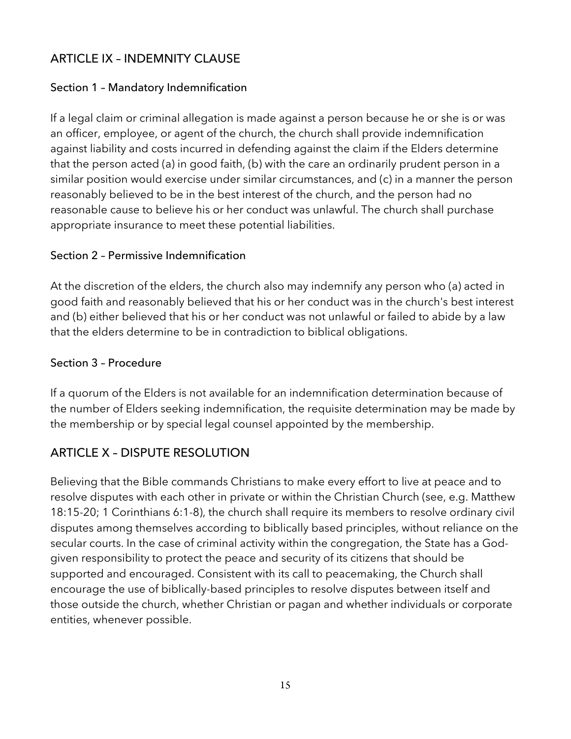## ARTICLE IX – INDEMNITY CLAUSE

### Section 1 – Mandatory Indemnification

If a legal claim or criminal allegation is made against a person because he or she is or was an officer, employee, or agent of the church, the church shall provide indemnification against liability and costs incurred in defending against the claim if the Elders determine that the person acted (a) in good faith, (b) with the care an ordinarily prudent person in a similar position would exercise under similar circumstances, and (c) in a manner the person reasonably believed to be in the best interest of the church, and the person had no reasonable cause to believe his or her conduct was unlawful. The church shall purchase appropriate insurance to meet these potential liabilities.

### Section 2 – Permissive Indemnification

At the discretion of the elders, the church also may indemnify any person who (a) acted in good faith and reasonably believed that his or her conduct was in the church's best interest and (b) either believed that his or her conduct was not unlawful or failed to abide by a law that the elders determine to be in contradiction to biblical obligations.

### Section 3 – Procedure

If a quorum of the Elders is not available for an indemnification determination because of the number of Elders seeking indemnification, the requisite determination may be made by the membership or by special legal counsel appointed by the membership.

## ARTICLE X – DISPUTE RESOLUTION

Believing that the Bible commands Christians to make every effort to live at peace and to resolve disputes with each other in private or within the Christian Church (see, e.g. Matthew 18:15-20; 1 Corinthians 6:1-8), the church shall require its members to resolve ordinary civil disputes among themselves according to biblically based principles, without reliance on the secular courts. In the case of criminal activity within the congregation, the State has a God-given responsibility to protect the peace and security of its citizens that should be supported and encouraged. Consistent with its call to peacemaking, the Church shall encourage the use of biblically-based principles to resolve disputes between itself and those outside the church, whether Christian or pagan and whether individuals or corporate entities, whenever possible.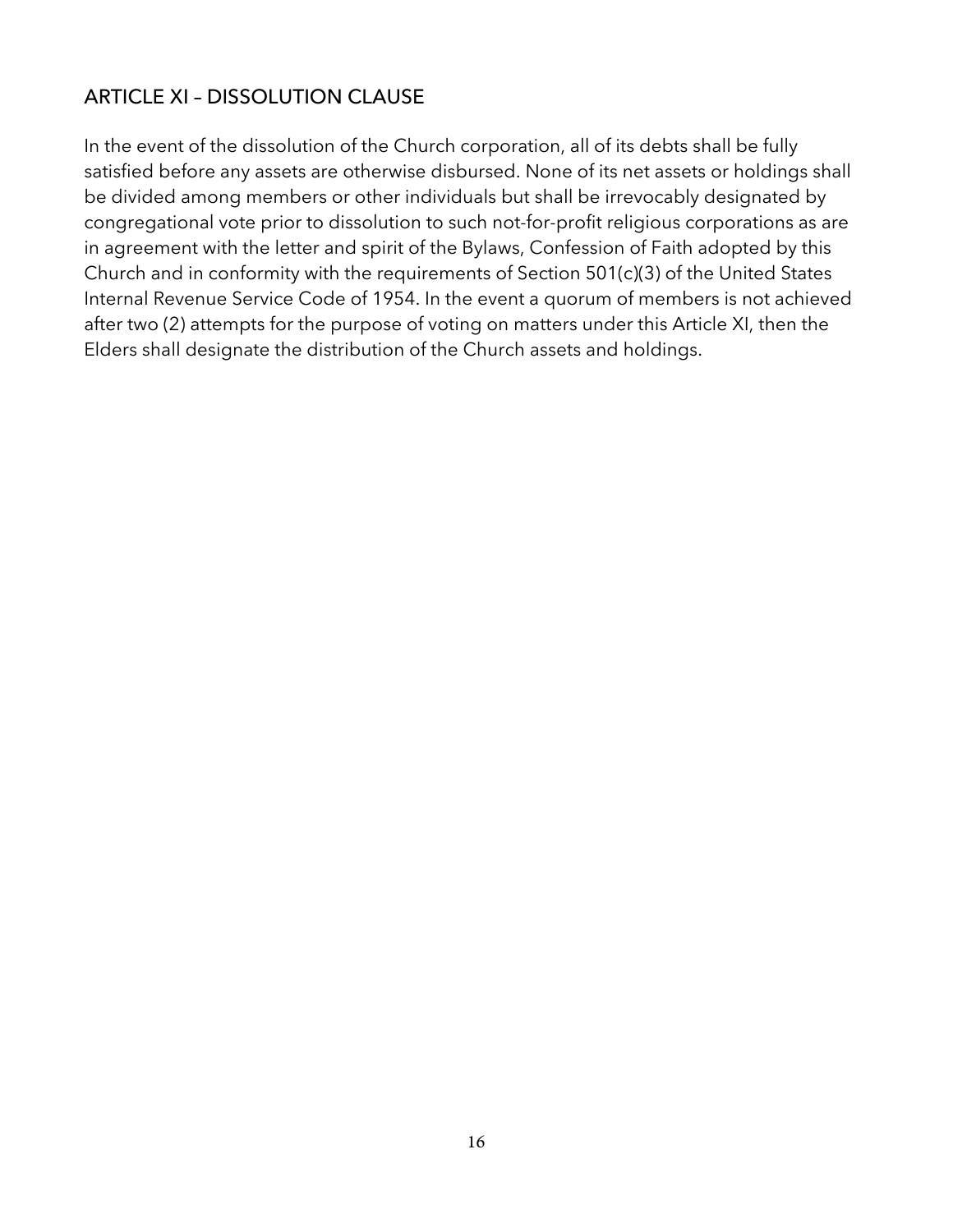## ARTICLE XI – DISSOLUTION CLAUSE

In the event of the dissolution of the Church corporation, all of its debts shall be fully satisfied before any assets are otherwise disbursed. None of its net assets or holdings shall be divided among members or other individuals but shall be irrevocably designated by congregational vote prior to dissolution to such not-for-profit religious corporations as are in agreement with the letter and spirit of the Bylaws, Confession of Faith adopted by this Church and in conformity with the requirements of Section 501(c)(3) of the United States Internal Revenue Service Code of 1954. In the event a quorum of members is not achieved after two (2) attempts for the purpose of voting on matters under this Article XI, then the Elders shall designate the distribution of the Church assets and holdings.